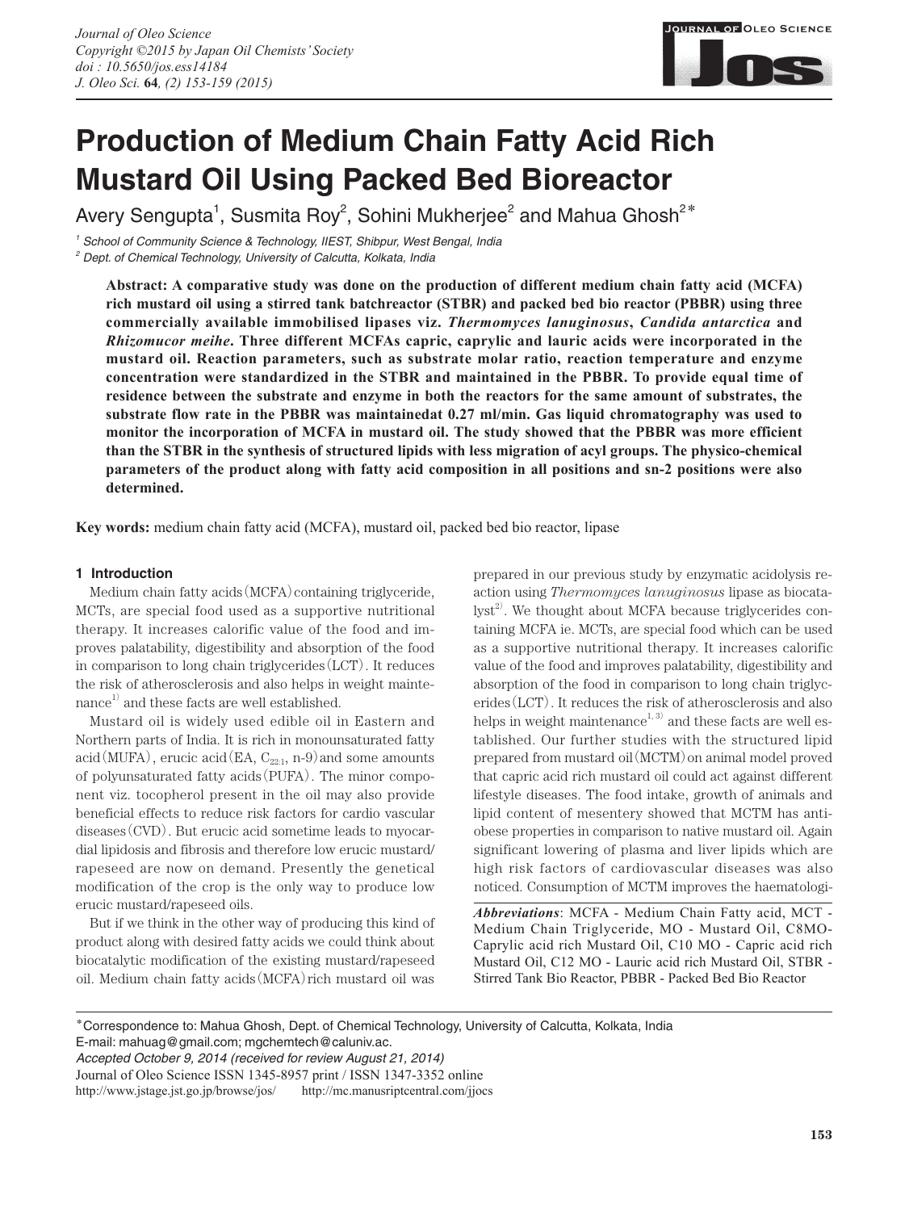# Production of Medium Chain Fatty Acid Rich Mustard Oil Using Packed Bed Bioreactor

Avery Sengupta[1], Susmita Roy[2], Sohini Mukherjee[2] and Mahua Ghosh[2*]

[1] *School of Community Science & Technology, IIEST, Shibpur, West Bengal, India*
[2] *Dept. of Chemical Technology, University of Calcutta, Kolkata, India*

**Abstract: A comparative study was done on the production of different medium chain fatty acid (MCFA) rich mustard oil using a stirred tank batchreactor (STBR) and packed bed bio reactor (PBBR) using three commercially available immobilised lipases viz. *Thermomyces lanuginosus*, *Candida antarctica* and *Rhizomucor meihe*. Three different MCFAs capric, caprylic and lauric acids were incorporated in the mustard oil. Reaction parameters, such as substrate molar ratio, reaction temperature and enzyme concentration were standardized in the STBR and maintained in the PBBR. To provide equal time of residence between the substrate and enzyme in both the reactors for the same amount of substrates, the substrate flow rate in the PBBR was maintainedat 0.27 ml/min. Gas liquid chromatography was used to monitor the incorporation of MCFA in mustard oil. The study showed that the PBBR was more efficient than the STBR in the synthesis of structured lipids with less migration of acyl groups. The physico-chemical parameters of the product along with fatty acid composition in all positions and sn-2 positions were also determined.**

**Key words:** medium chain fatty acid (MCFA), mustard oil, packed bed bio reactor, lipase

## 1 Introduction

Medium chain fatty acids (MCFA) containing triglyceride, MCTs, are special food used as a supportive nutritional therapy. It increases calorific value of the food and improves palatability, digestibility and absorption of the food in comparison to long chain triglycerides (LCT). It reduces the risk of atherosclerosis and also helps in weight maintenance[1] and these facts are well established.

Mustard oil is widely used edible oil in Eastern and Northern parts of India. It is rich in monounsaturated fatty acid (MUFA), erucic acid (EA, $C_{22:1}$, n-9) and some amounts of polyunsaturated fatty acids (PUFA). The minor component viz. tocopherol present in the oil may also provide beneficial effects to reduce risk factors for cardio vascular diseases (CVD). But erucic acid sometime leads to myocardial lipidosis and fibrosis and therefore low erucic mustard/rapeseed are now on demand. Presently the genetical modification of the crop is the only way to produce low erucic mustard/rapeseed oils.

But if we think in the other way of producing this kind of product along with desired fatty acids we could think about biocatalytic modification of the existing mustard/rapeseed oil. Medium chain fatty acids (MCFA) rich mustard oil was prepared in our previous study by enzymatic acidolysis reaction using *Thermomyces lanuginosus* lipase as biocatalyst[2]. We thought about MCFA because triglycerides containing MCFA ie. MCTs, are special food which can be used as a supportive nutritional therapy. It increases calorific value of the food and improves palatability, digestibility and absorption of the food in comparison to long chain triglycerides (LCT). It reduces the risk of atherosclerosis and also helps in weight maintenance[1, 3] and these facts are well established. Our further studies with the structured lipid prepared from mustard oil (MCTM) on animal model proved that capric acid rich mustard oil could act against different lifestyle diseases. The food intake, growth of animals and lipid content of mesentery showed that MCTM has anti-obese properties in comparison to native mustard oil. Again significant lowering of plasma and liver lipids which are high risk factors of cardiovascular diseases was also noticed. Consumption of MCTM improves the haematologi-

*Abbreviations*: MCFA - Medium Chain Fatty acid, MCT - Medium Chain Triglyceride, MO - Mustard Oil, C8MO-Caprylic acid rich Mustard Oil, C10 MO - Capric acid rich Mustard Oil, C12 MO - Lauric acid rich Mustard Oil, STBR - Stirred Tank Bio Reactor, PBBR - Packed Bed Bio Reactor

*Correspondence to: Mahua Ghosh, Dept. of Chemical Technology, University of Calcutta, Kolkata, India
E-mail: mahuag@gmail.com; mgchemtech@caluniv.ac.
*Accepted October 9, 2014 (received for review August 21, 2014)*
Journal of Oleo Science ISSN 1345-8957 print / ISSN 1347-3352 online
http://www.jstage.jst.go.jp/browse/jos/ http://mc.manusriptcentral.com/jjocs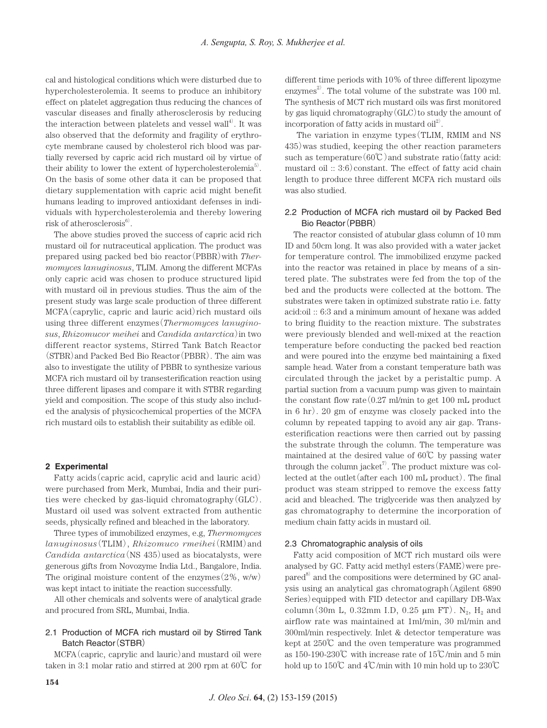cal and histological conditions which were disturbed due to hypercholesterolemia. It seems to produce an inhibitory effect on platelet aggregation thus reducing the chances of vascular diseases and finally atherosclerosis by reducing the interaction between platelets and vessel wall[4]. It was also observed that the deformity and fragility of erythrocyte membrane caused by cholesterol rich blood was partially reversed by capric acid rich mustard oil by virtue of their ability to lower the extent of hypercholesterolemia[5]. On the basis of some other data it can be proposed that dietary supplementation with capric acid might benefit humans leading to improved antioxidant defenses in individuals with hypercholesterolemia and thereby lowering risk of atherosclerosis[6].

The above studies proved the success of capric acid rich mustard oil for nutraceutical application. The product was prepared using packed bed bio reactor (PBBR) with *Thermomyces lanuginosus*, TLIM. Among the different MCFAs only capric acid was chosen to produce structured lipid with mustard oil in previous studies. Thus the aim of the present study was large scale production of three different MCFA (caprylic, capric and lauric acid) rich mustard oils using three different enzymes (*Thermomyces lanuginosus*, *Rhizomucor meihei* and *Candida antarctica*) in two different reactor systems, Stirred Tank Batch Reactor (STBR) and Packed Bed Bio Reactor (PBBR). The aim was also to investigate the utility of PBBR to synthesize various MCFA rich mustard oil by transesterification reaction using three different lipases and compare it with STBR regarding yield and composition. The scope of this study also included the analysis of physicochemical properties of the MCFA rich mustard oils to establish their suitability as edible oil.

## 2 Experimental

Fatty acids (capric acid, caprylic acid and lauric acid) were purchased from Merk, Mumbai, India and their purities were checked by gas-liquid chromatography (GLC). Mustard oil used was solvent extracted from authentic seeds, physically refined and bleached in the laboratory.

Three types of immobilized enzymes, e.g, *Thermomyces lanuginosus* (TLIM), *Rhizomuco rmeihei* (RMIM) and *Candida antarctica* (NS 435) used as biocatalysts, were generous gifts from Novozyme India Ltd., Bangalore, India. The original moisture content of the enzymes (2%, w/w) was kept intact to initiate the reaction successfully.

All other chemicals and solvents were of analytical grade and procured from SRL, Mumbai, India.

### 2.1 Production of MCFA rich mustard oil by Stirred Tank Batch Reactor (STBR)

MCFA (capric, caprylic and lauric) and mustard oil were taken in 3:1 molar ratio and stirred at 200 rpm at 60℃ for different time periods with 10% of three different lipozyme enzymes[2]. The total volume of the substrate was 100 ml. The synthesis of MCT rich mustard oils was first monitored by gas liquid chromatography (GLC) to study the amount of incorporation of fatty acids in mustard oil[2].

The variation in enzyme types (TLIM, RMIM and NS 435) was studied, keeping the other reaction parameters such as temperature (60℃) and substrate ratio (fatty acid: mustard oil :: 3:6) constant. The effect of fatty acid chain length to produce three different MCFA rich mustard oils was also studied.

### 2.2 Production of MCFA rich mustard oil by Packed Bed Bio Reactor (PBBR)

The reactor consisted of atubular glass column of 10 mm ID and 50cm long. It was also provided with a water jacket for temperature control. The immobilized enzyme packed into the reactor was retained in place by means of a sintered plate. The substrates were fed from the top of the bed and the products were collected at the bottom. The substrates were taken in optimized substrate ratio i.e. fatty acid:oil :: 6:3 and a minimum amount of hexane was added to bring fluidity to the reaction mixture. The substrates were previously blended and well-mixed at the reaction temperature before conducting the packed bed reaction and were poured into the enzyme bed maintaining a fixed sample head. Water from a constant temperature bath was circulated through the jacket by a peristaltic pump. A partial suction from a vacuum pump was given to maintain the constant flow rate (0.27 ml/min to get 100 mL product in 6 hr). 20 gm of enzyme was closely packed into the column by repeated tapping to avoid any air gap. Transesterification reactions were then carried out by passing the substrate through the column. The temperature was maintained at the desired value of 60℃ by passing water through the column jacket[7]. The product mixture was collected at the outlet (after each 100 mL product). The final product was steam stripped to remove the excess fatty acid and bleached. The triglyceride was then analyzed by gas chromatography to determine the incorporation of medium chain fatty acids in mustard oil.

### 2.3 Chromatographic analysis of oils

Fatty acid composition of MCT rich mustard oils were analysed by GC. Fatty acid methyl esters (FAME) were prepared[8] and the compositions were determined by GC analysis using an analytical gas chromatograph (Agilent 6890 Series) equipped with FID detector and capillary DB-Wax column (30m L, 0.32mm I.D, 0.25 μm FT). $N_2$, $H_2$ and airflow rate was maintained at 1ml/min, 30 ml/min and 300ml/min respectively. Inlet & detector temperature was kept at 250℃ and the oven temperature was programmed as 150-190-230℃ with increase rate of 15℃/min and 5 min hold up to 150℃ and 4℃/min with 10 min hold up to 230℃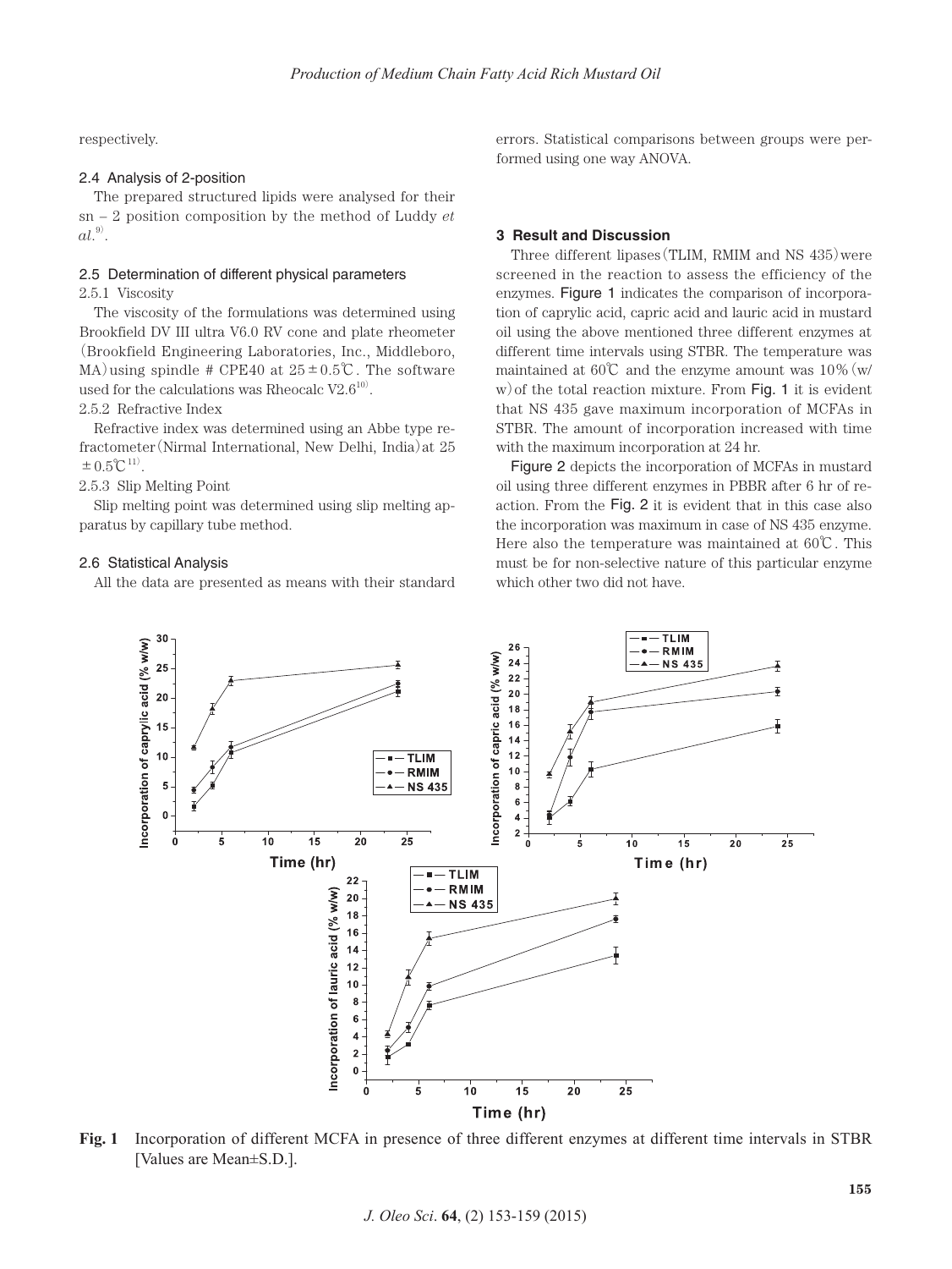respectively.

### 2.4 Analysis of 2-position

The prepared structured lipids were analysed for their sn – 2 position composition by the method of Luddy *et al.*[9].

### 2.5 Determination of different physical parameters

2.5.1 Viscosity

The viscosity of the formulations was determined using Brookfield DV III ultra V6.0 RV cone and plate rheometer (Brookfield Engineering Laboratories, Inc., Middleboro, MA) using spindle # CPE40 at 25 ± 0.5℃. The software used for the calculations was Rheocalc V2.6[10].

2.5.2 Refractive Index

Refractive index was determined using an Abbe type refractometer (Nirmal International, New Delhi, India) at 25 ± 0.5℃[11].

2.5.3 Slip Melting Point

Slip melting point was determined using slip melting apparatus by capillary tube method.

### 2.6 Statistical Analysis

All the data are presented as means with their standard errors. Statistical comparisons between groups were performed using one way ANOVA.

## 3 Result and Discussion

Three different lipases (TLIM, RMIM and NS 435) were screened in the reaction to assess the efficiency of the enzymes. Figure 1 indicates the comparison of incorporation of caprylic acid, capric acid and lauric acid in mustard oil using the above mentioned three different enzymes at different time intervals using STBR. The temperature was maintained at 60℃ and the enzyme amount was 10% (w/w) of the total reaction mixture. From Fig. 1 it is evident that NS 435 gave maximum incorporation of MCFAs in STBR. The amount of incorporation increased with time with the maximum incorporation at 24 hr.

Figure 2 depicts the incorporation of MCFAs in mustard oil using three different enzymes in PBBR after 6 hr of reaction. From the Fig. 2 it is evident that in this case also the incorporation was maximum in case of NS 435 enzyme. Here also the temperature was maintained at 60℃. This must be for non-selective nature of this particular enzyme which other two did not have.

**Fig. 1** Incorporation of different MCFA in presence of three different enzymes at different time intervals in STBR [Values are Mean±S.D.].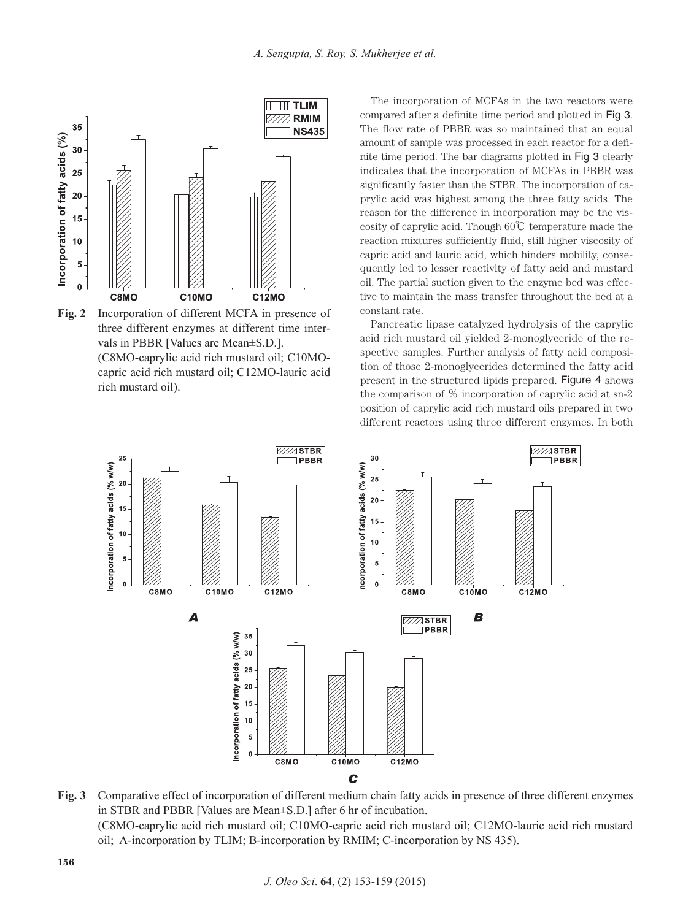**Fig. 2** Incorporation of different MCFA in presence of three different enzymes at different time intervals in PBBR [Values are Mean±S.D.]. (C8MO-caprylic acid rich mustard oil; C10MO-capric acid rich mustard oil; C12MO-lauric acid rich mustard oil).

The incorporation of MCFAs in the two reactors were compared after a definite time period and plotted in Fig 3. The flow rate of PBBR was so maintained that an equal amount of sample was processed in each reactor for a definite time period. The bar diagrams plotted in Fig 3 clearly indicates that the incorporation of MCFAs in PBBR was significantly faster than the STBR. The incorporation of caprylic acid was highest among the three fatty acids. The reason for the difference in incorporation may be the viscosity of caprylic acid. Though 60℃ temperature made the reaction mixtures sufficiently fluid, still higher viscosity of capric acid and lauric acid, which hinders mobility, consequently led to lesser reactivity of fatty acid and mustard oil. The partial suction given to the enzyme bed was effective to maintain the mass transfer throughout the bed at a constant rate.

Pancreatic lipase catalyzed hydrolysis of the caprylic acid rich mustard oil yielded 2-monoglyceride of the respective samples. Further analysis of fatty acid composition of those 2-monoglycerides determined the fatty acid present in the structured lipids prepared. Figure 4 shows the comparison of % incorporation of caprylic acid at sn-2 position of caprylic acid rich mustard oils prepared in two different reactors using three different enzymes. In both

**Fig. 3** Comparative effect of incorporation of different medium chain fatty acids in presence of three different enzymes in STBR and PBBR [Values are Mean±S.D.] after 6 hr of incubation. (C8MO-caprylic acid rich mustard oil; C10MO-capric acid rich mustard oil; C12MO-lauric acid rich mustard oil; A-incorporation by TLIM; B-incorporation by RMIM; C-incorporation by NS 435).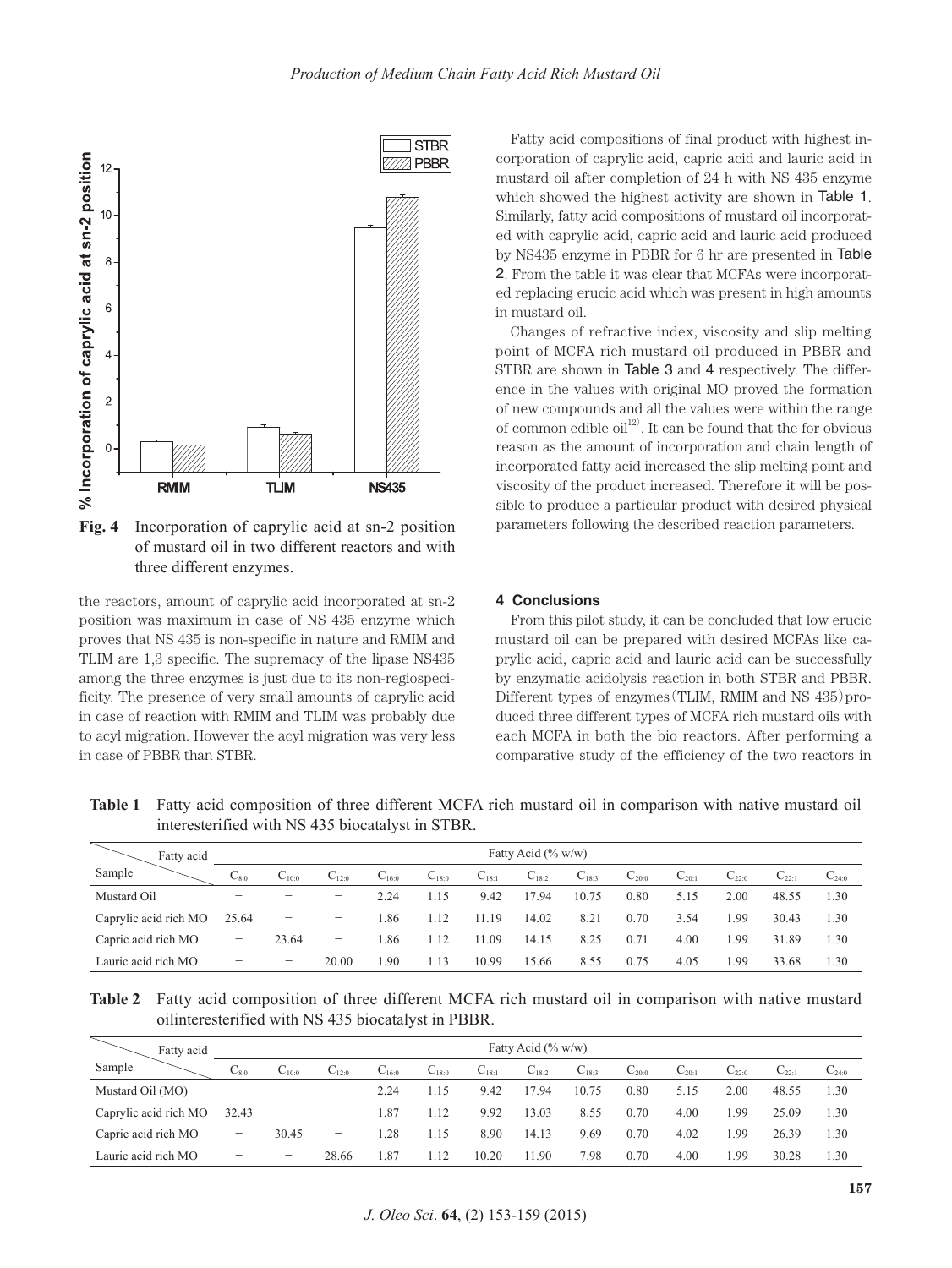Fig. 4 Incorporation of caprylic acid at sn-2 position of mustard oil in two different reactors and with three different enzymes.

the reactors, amount of caprylic acid incorporated at sn-2 position was maximum in case of NS 435 enzyme which proves that NS 435 is non-specific in nature and RMIM and TLIM are 1,3 specific. The supremacy of the lipase NS435 among the three enzymes is just due to its non-regiospecificity. The presence of very small amounts of caprylic acid in case of reaction with RMIM and TLIM was probably due to acyl migration. However the acyl migration was very less in case of PBBR than STBR.

Fatty acid compositions of final product with highest incorporation of caprylic acid, capric acid and lauric acid in mustard oil after completion of 24 h with NS 435 enzyme which showed the highest activity are shown in Table 1. Similarly, fatty acid compositions of mustard oil incorporated with caprylic acid, capric acid and lauric acid produced by NS435 enzyme in PBBR for 6 hr are presented in Table 2. From the table it was clear that MCFAs were incorporated replacing erucic acid which was present in high amounts in mustard oil.

Changes of refractive index, viscosity and slip melting point of MCFA rich mustard oil produced in PBBR and STBR are shown in Table 3 and 4 respectively. The difference in the values with original MO proved the formation of new compounds and all the values were within the range of common edible oil[12]. It can be found that the for obvious reason as the amount of incorporation and chain length of incorporated fatty acid increased the slip melting point and viscosity of the product increased. Therefore it will be possible to produce a particular product with desired physical parameters following the described reaction parameters.

## 4 Conclusions

From this pilot study, it can be concluded that low erucic mustard oil can be prepared with desired MCFAs like caprylic acid, capric acid and lauric acid can be successfully by enzymatic acidolysis reaction in both STBR and PBBR. Different three types of enzymes (TLIM, RMIM and NS 435) produced three different types of MCFA rich mustard oils with each MCFA in both the bio reactors. After performing a comparative study of the efficiency of the two reactors in

**Table 1** Fatty acid composition of three different MCFA rich mustard oil in comparison with native mustard oil interesterified with NS 435 biocatalyst in STBR.

| Sample \ Fatty acid | Fatty Acid (% w/w) | | | | | | | | | | | | |
|---|---|---|---|---|---|---|---|---|---|---|---|---|---|
| | $C_{8:0}$ | $C_{10:0}$ | $C_{12:0}$ | $C_{16:0}$ | $C_{18:0}$ | $C_{18:1}$ | $C_{18:2}$ | $C_{18:3}$ | $C_{20:0}$ | $C_{20:1}$ | $C_{22:0}$ | $C_{22:1}$ | $C_{24:0}$ |
| Mustard Oil | − | − | − | 2.24 | 1.15 | 9.42 | 17.94 | 10.75 | 0.80 | 5.15 | 2.00 | 48.55 | 1.30 |
| Caprylic acid rich MO | 25.64 | − | − | 1.86 | 1.12 | 11.19 | 14.02 | 8.21 | 0.70 | 3.54 | 1.99 | 30.43 | 1.30 |
| Capric acid rich MO | − | 23.64 | − | 1.86 | 1.12 | 11.09 | 14.15 | 8.25 | 0.71 | 4.00 | 1.99 | 31.89 | 1.30 |
| Lauric acid rich MO | − | − | 20.00 | 1.90 | 1.13 | 10.99 | 15.66 | 8.55 | 0.75 | 4.05 | 1.99 | 33.68 | 1.30 |

**Table 2** Fatty acid composition of three different MCFA rich mustard oil in comparison with native mustard oilinteresterified with NS 435 biocatalyst in PBBR.

| Sample \ Fatty acid | Fatty Acid (% w/w) | | | | | | | | | | | | |
|---|---|---|---|---|---|---|---|---|---|---|---|---|---|
| | $C_{8:0}$ | $C_{10:0}$ | $C_{12:0}$ | $C_{16:0}$ | $C_{18:0}$ | $C_{18:1}$ | $C_{18:2}$ | $C_{18:3}$ | $C_{20:0}$ | $C_{20:1}$ | $C_{22:0}$ | $C_{22:1}$ | $C_{24:0}$ |
| Mustard Oil (MO) | − | − | − | 2.24 | 1.15 | 9.42 | 17.94 | 10.75 | 0.80 | 5.15 | 2.00 | 48.55 | 1.30 |
| Caprylic acid rich MO | 32.43 | − | − | 1.87 | 1.12 | 9.92 | 13.03 | 8.55 | 0.70 | 4.00 | 1.99 | 25.09 | 1.30 |
| Capric acid rich MO | − | 30.45 | − | 1.28 | 1.15 | 8.90 | 14.13 | 9.69 | 0.70 | 4.02 | 1.99 | 26.39 | 1.30 |
| Lauric acid rich MO | − | − | 28.66 | 1.87 | 1.12 | 10.20 | 11.90 | 7.98 | 0.70 | 4.00 | 1.99 | 30.28 | 1.30 |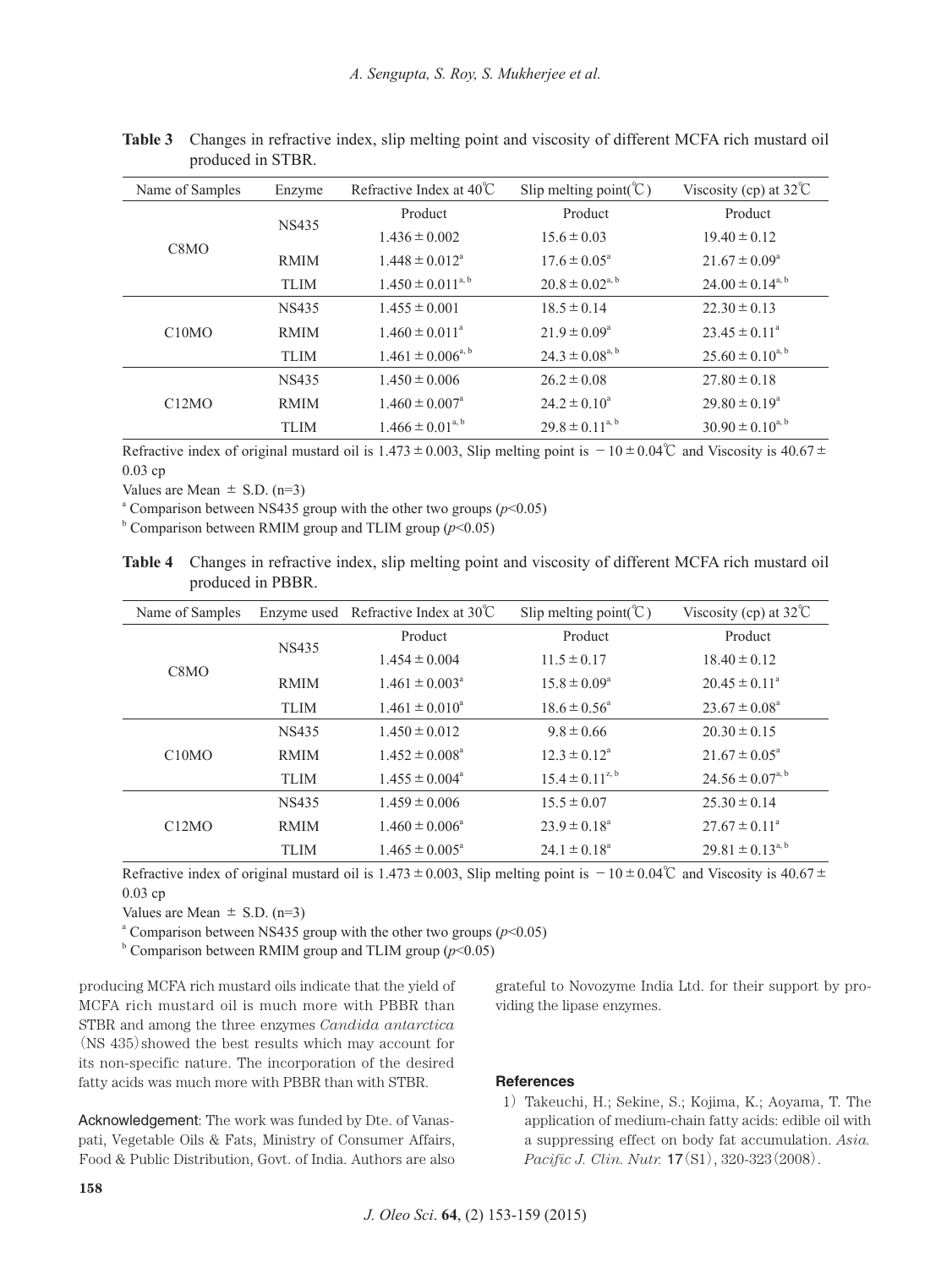**Table 3** Changes in refractive index, slip melting point and viscosity of different MCFA rich mustard oil produced in STBR.

| Name of Samples | Enzyme | Refractive Index at 40℃ | Slip melting point(℃) | Viscosity (cp) at 32℃ |
|---|---|---|---|---|
| | | Product | Product | Product |
| C8MO | NS435 | 1.436 ± 0.002 | 15.6 ± 0.03 | 19.40 ± 0.12 |
| | RMIM | 1.448 ± 0.012[a] | 17.6 ± 0.05[a] | 21.67 ± 0.09[a] |
| | TLIM | 1.450 ± 0.011[a, b] | 20.8 ± 0.02[a, b] | 24.00 ± 0.14[a, b] |
| C10MO | NS435 | 1.455 ± 0.001 | 18.5 ± 0.14 | 22.30 ± 0.13 |
| | RMIM | 1.460 ± 0.011[a] | 21.9 ± 0.09[a] | 23.45 ± 0.11[a] |
| | TLIM | 1.461 ± 0.006[a, b] | 24.3 ± 0.08[a, b] | 25.60 ± 0.10[a, b] |
| C12MO | NS435 | 1.450 ± 0.006 | 26.2 ± 0.08 | 27.80 ± 0.18 |
| | RMIM | 1.460 ± 0.007[a] | 24.2 ± 0.10[a] | 29.80 ± 0.19[a] |
| | TLIM | 1.466 ± 0.01[a, b] | 29.8 ± 0.11[a, b] | 30.90 ± 0.10[a, b] |

Refractive index of original mustard oil is 1.473 ± 0.003, Slip melting point is −10 ± 0.04℃ and Viscosity is 40.67 ± 0.03 cp

Values are Mean ± S.D. (n=3)

[a] Comparison between NS435 group with the other two groups ($p$<0.05)

[b] Comparison between RMIM group and TLIM group ($p$<0.05)

**Table 4** Changes in refractive index, slip melting point and viscosity of different MCFA rich mustard oil produced in PBBR.

| Name of Samples | Enzyme used | Refractive Index at 30℃ | Slip melting point(℃) | Viscosity (cp) at 32℃ |
|---|---|---|---|---|
| | | Product | Product | Product |
| C8MO | NS435 | 1.454 ± 0.004 | 11.5 ± 0.17 | 18.40 ± 0.12 |
| | RMIM | 1.461 ± 0.003[a] | 15.8 ± 0.09[a] | 20.45 ± 0.11[a] |
| | TLIM | 1.461 ± 0.010[a] | 18.6 ± 0.56[a] | 23.67 ± 0.08[a] |
| C10MO | NS435 | 1.450 ± 0.012 | 9.8 ± 0.66 | 20.30 ± 0.15 |
| | RMIM | 1.452 ± 0.008[a] | 12.3 ± 0.12[a] | 21.67 ± 0.05[a] |
| | TLIM | 1.455 ± 0.004[a] | 15.4 ± 0.11[z, b] | 24.56 ± 0.07[a, b] |
| C12MO | NS435 | 1.459 ± 0.006 | 15.5 ± 0.07 | 25.30 ± 0.14 |
| | RMIM | 1.460 ± 0.006[a] | 23.9 ± 0.18[a] | 27.67 ± 0.11[a] |
| | TLIM | 1.465 ± 0.005[a] | 24.1 ± 0.18[a] | 29.81 ± 0.13[a, b] |

Refractive index of original mustard oil is 1.473 ± 0.003, Slip melting point is −10 ± 0.04℃ and Viscosity is 40.67 ± 0.03 cp

Values are Mean ± S.D. (n=3)

[a] Comparison between NS435 group with the other two groups ($p$<0.05)

[b] Comparison between RMIM group and TLIM group ($p$<0.05)

producing MCFA rich mustard oils indicate that the yield of MCFA rich mustard oil is much more with PBBR than STBR and among the three enzymes *Candida antarctica* (NS 435) showed the best results which may account for its non-specific nature. The incorporation of the desired fatty acids was much more with PBBR than with STBR.

Acknowledgement: The work was funded by Dte. of Vanaspati, Vegetable Oils & Fats, Ministry of Consumer Affairs, Food & Public Distribution, Govt. of India. Authors are also grateful to Novozyme India Ltd. for their support by providing the lipase enzymes.

## References

1) Takeuchi, H.; Sekine, S.; Kojima, K.; Aoyama, T. The application of medium-chain fatty acids: edible oil with a suppressing effect on body fat accumulation. *Asia. Pacific J. Clin. Nutr.* **17** (S1), 320-323 (2008).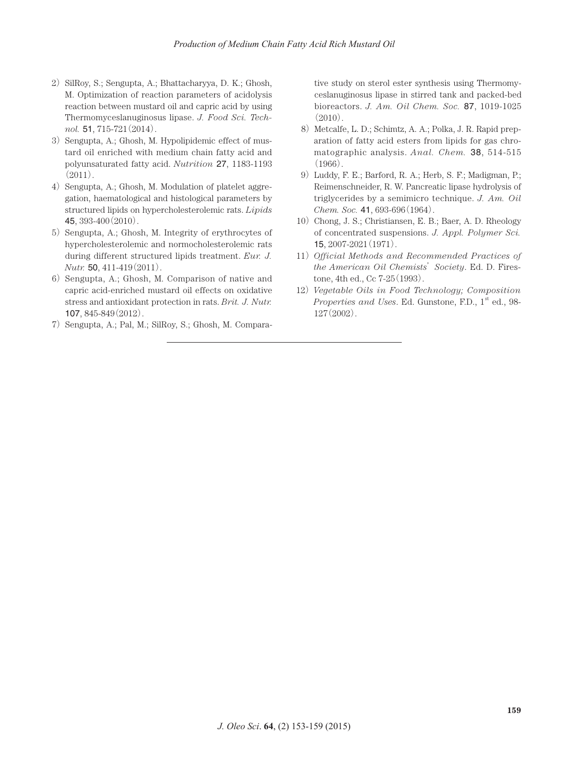2) SilRoy, S.; Sengupta, A.; Bhattacharyya, D. K.; Ghosh, M. Optimization of reaction parameters of acidolysis reaction between mustard oil and capric acid by using Thermomyceslanuginosus lipase. *J. Food Sci. Technol.* **51**, 715-721 (2014).

3) Sengupta, A.; Ghosh, M. Hypolipidemic effect of mustard oil enriched with medium chain fatty acid and polyunsaturated fatty acid. *Nutrition* **27**, 1183-1193 (2011).

4) Sengupta, A.; Ghosh, M. Modulation of platelet aggregation, haematological and histological parameters by structured lipids on hypercholesterolemic rats. *Lipids* **45**, 393-400 (2010).

5) Sengupta, A.; Ghosh, M. Integrity of erythrocytes of hypercholesterolemic and normocholesterolemic rats during different structured lipids treatment. *Eur. J. Nutr.* **50**, 411-419 (2011).

6) Sengupta, A.; Ghosh, M. Comparison of native and capric acid-enriched mustard oil effects on oxidative stress and antioxidant protection in rats. *Brit. J. Nutr.* **107**, 845-849 (2012).

7) Sengupta, A.; Pal, M.; SilRoy, S.; Ghosh, M. Comparative study on sterol ester synthesis using Thermomyceslanuginosus lipase in stirred tank and packed-bed bioreactors. *J. Am. Oil Chem. Soc.* **87**, 1019-1025 (2010).

8) Metcalfe, L. D.; Schimtz, A. A.; Polka, J. R. Rapid preparation of fatty acid esters from lipids for gas chromatographic analysis. *Anal. Chem.* **38**, 514-515 (1966).

9) Luddy, F. E.; Barford, R. A.; Herb, S. F.; Madigman, P.; Reimenschneider, R. W. Pancreatic lipase hydrolysis of triglycerides by a semimicro technique. *J. Am. Oil Chem. Soc.* **41**, 693-696 (1964).

10) Chong, J. S.; Christiansen, E. B.; Baer, A. D. Rheology of concentrated suspensions. *J. Appl. Polymer Sci.* **15**, 2007-2021 (1971).

11) *Official Methods and Recommended Practices of the American Oil Chemists' Society*. Ed. D. Firestone, 4th ed., Cc 7-25 (1993).

12) *Vegetable Oils in Food Technology; Composition Properties and Uses*. Ed. Gunstone, F.D., 1st ed., 98-127 (2002).